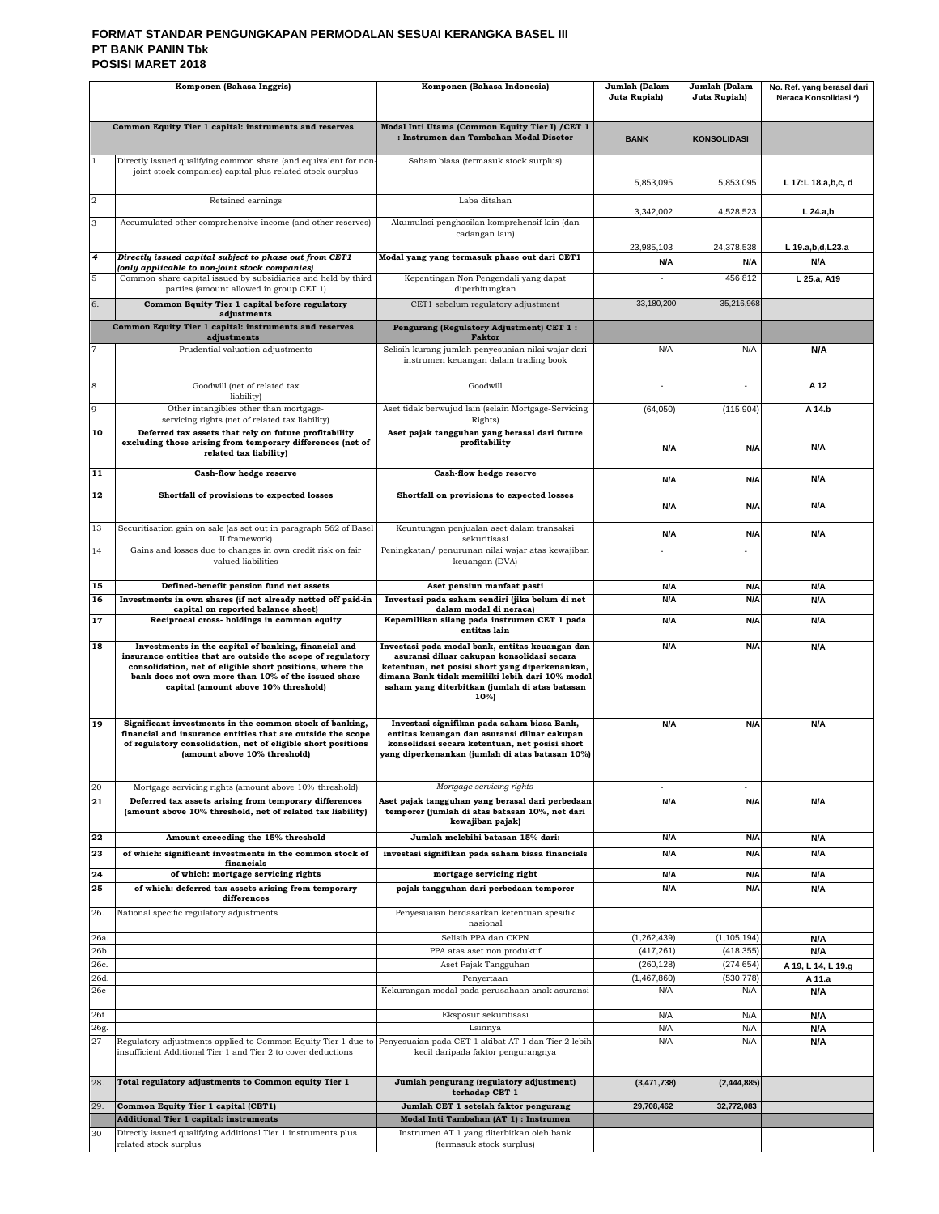# FORMAT STANDAR PENGUNGKAPAN PERMODALAN SESUAI KERANGKA BASEL III
## PT BANK PANIN Tbk
## POSISI MARET 2018

| | Komponen (Bahasa Inggris) | Komponen (Bahasa Indonesia) | Jumlah (Dalam Juta Rupiah) | Jumlah (Dalam Juta Rupiah) | No. Ref. yang berasal dari Neraca Konsolidasi *) |
|---|---|---|---|---|---|
| | **Common Equity Tier 1 capital: instruments and reserves** | **Modal Inti Utama (Common Equity Tier I) /CET 1 : Instrumen dan Tambahan Modal Disetor** | **BANK** | **KONSOLIDASI** | |
| 1 | Directly issued qualifying common share (and equivalent for non-joint stock companies) capital plus related stock surplus | Saham biasa (termasuk stock surplus) | 5,853,095 | 5,853,095 | L 17:L 18.a,b,c, d |
| 2 | Retained earnings | Laba ditahan | 3,342,002 | 4,528,523 | L 24.a,b |
| 3 | Accumulated other comprehensive income (and other reserves) | Akumulasi penghasilan komprehensif lain (dan cadangan lain) | 23,985,103 | 24,378,538 | L 19.a,b,d,L23.a |
| *4* | ***Directly issued capital subject to phase out from CET1 (only applicable to non-joint stock companies)*** | **Modal yang yang termasuk phase out dari CET1** | N/A | N/A | N/A |
| 5 | Common share capital issued by subsidiaries and held by third parties (amount allowed in group CET 1) | Kepentingan Non Pengendali yang dapat diperhitungkan | - | 456,812 | L 25.a, A19 |
| 6. | **Common Equity Tier 1 capital before regulatory adjustments** | CET1 sebelum regulatory adjustment | 33,180,200 | 35,216,968 | |
| | **Common Equity Tier 1 capital: instruments and reserves adjustments** | **Pengurang (Regulatory Adjustment) CET 1 : Faktor** | | | |
| 7 | Prudential valuation adjustments | Selisih kurang jumlah penyesuaian nilai wajar dari instrumen keuangan dalam trading book | N/A | N/A | N/A |
| 8 | Goodwill (net of related tax liability) | Goodwill | - | - | A 12 |
| 9 | Other intangibles other than mortgage-servicing rights (net of related tax liability) | Aset tidak berwujud lain (selain Mortgage-Servicing Rights) | (64,050) | (115,904) | A 14.b |
| **10** | **Deferred tax assets that rely on future profitability excluding those arising from temporary differences (net of related tax liability)** | **Aset pajak tangguhan yang berasal dari future profitability** | N/A | N/A | N/A |
| **11** | **Cash-flow hedge reserve** | **Cash-flow hedge reserve** | N/A | N/A | N/A |
| **12** | **Shortfall of provisions to expected losses** | **Shortfall on provisions to expected losses** | N/A | N/A | N/A |
| 13 | Securitisation gain on sale (as set out in paragraph 562 of Basel II framework) | Keuntungan penjualan aset dalam transaksi sekuritisasi | N/A | N/A | N/A |
| 14 | Gains and losses due to changes in own credit risk on fair valued liabilities | Peningkatan/ penurunan nilai wajar atas kewajiban keuangan (DVA) | - | - | |
| **15** | **Defined-benefit pension fund net assets** | **Aset pensiun manfaat pasti** | N/A | N/A | N/A |
| **16** | **Investments in own shares (if not already netted off paid-in capital on reported balance sheet)** | **Investasi pada saham sendiri (jika belum di net dalam modal di neraca)** | N/A | N/A | N/A |
| **17** | **Reciprocal cross- holdings in common equity** | **Kepemilikan silang pada instrumen CET 1 pada entitas lain** | N/A | N/A | N/A |
| **18** | **Investments in the capital of banking, financial and insurance entities that are outside the scope of regulatory consolidation, net of eligible short positions, where the bank does not own more than 10% of the issued share capital (amount above 10% threshold)** | **Investasi pada modal bank, entitas keuangan dan asuransi diluar cakupan konsolidasi secara ketentuan, net posisi short yang diperkenankan, dimana Bank tidak memiliki lebih dari 10% modal saham yang diterbitkan (jumlah di atas batasan 10%)** | N/A | N/A | N/A |
| **19** | **Significant investments in the common stock of banking, financial and insurance entities that are outside the scope of regulatory consolidation, net of eligible short positions (amount above 10% threshold)** | **Investasi signifikan pada saham biasa Bank, entitas keuangan dan asuransi diluar cakupan konsolidasi secara ketentuan, net posisi short yang diperkenankan (jumlah di atas batasan 10%)** | N/A | N/A | N/A |
| 20 | Mortgage servicing rights (amount above 10% threshold) | *Mortgage servicing rights* | - | - | |
| **21** | **Deferred tax assets arising from temporary differences (amount above 10% threshold, net of related tax liability)** | **Aset pajak tangguhan yang berasal dari perbedaan temporer (jumlah di atas batasan 10%, net dari kewajiban pajak)** | N/A | N/A | N/A |
| **22** | **Amount exceeding the 15% threshold** | **Jumlah melebihi batasan 15% dari:** | N/A | N/A | N/A |
| **23** | **of which: significant investments in the common stock of financials** | **investasi signifikan pada saham biasa financials** | N/A | N/A | N/A |
| **24** | **of which: mortgage servicing rights** | **mortgage servicing right** | N/A | N/A | N/A |
| **25** | **of which: deferred tax assets arising from temporary differences** | **pajak tangguhan dari perbedaan temporer** | N/A | N/A | N/A |
| 26. | National specific regulatory adjustments | Penyesuaian berdasarkan ketentuan spesifik nasional | | | |
| 26a. | | Selisih PPA dan CKPN | (1,262,439) | (1,105,194) | N/A |
| 26b. | | PPA atas aset non produktif | (417,261) | (418,355) | N/A |
| 26c. | | Aset Pajak Tangguhan | (260,128) | (274,654) | A 19, L 14, L 19.g |
| 26d. | | Penyertaan | (1,467,860) | (530,778) | A 11.a |
| 26e | | Kekurangan modal pada perusahaan anak asuransi | N/A | N/A | N/A |
| 26f . | | Eksposur sekuritisasi | N/A | N/A | N/A |
| 26g. | | Lainnya | N/A | N/A | N/A |
| 27 | Regulatory adjustments applied to Common Equity Tier 1 due to insufficient Additional Tier 1 and Tier 2 to cover deductions | Penyesuaian pada CET 1 akibat AT 1 dan Tier 2 lebih kecil daripada faktor pengurangnya | N/A | N/A | N/A |
| 28. | **Total regulatory adjustments to Common equity Tier 1** | **Jumlah pengurang (regulatory adjustment) terhadap CET 1** | **(3,471,738)** | **(2,444,885)** | |
| 29. | **Common Equity Tier 1 capital (CET1)** | **Jumlah CET 1 setelah faktor pengurang** | **29,708,462** | **32,772,083** | |
| | **Additional Tier 1 capital: instruments** | **Modal Inti Tambahan (AT 1) : Instrumen** | | | |
| 30 | Directly issued qualifying Additional Tier 1 instruments plus related stock surplus | Instrumen AT 1 yang diterbitkan oleh bank (termasuk stock surplus) | | | |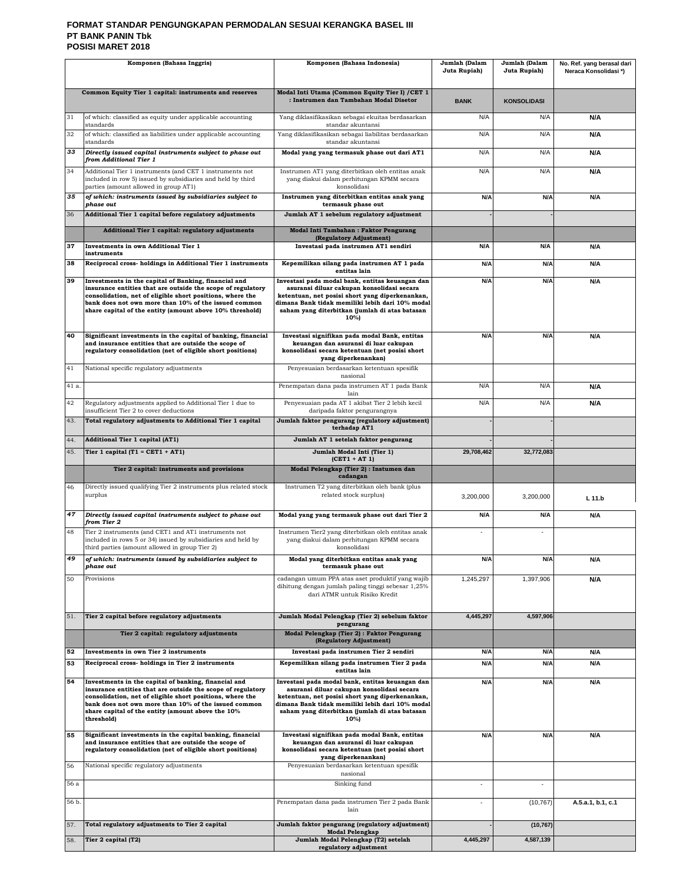**FORMAT STANDAR PENGUNGKAPAN PERMODALAN SESUAI KERANGKA BASEL III**
**PT BANK PANIN Tbk**
**POSISI MARET 2018**

| | Komponen (Bahasa Inggris) | Komponen (Bahasa Indonesia) | Jumlah (Dalam Juta Rupiah) | Jumlah (Dalam Juta Rupiah) | No. Ref. yang berasal dari Neraca Konsolidasi *) |
|---|---|---|---|---|---|
| | **Common Equity Tier 1 capital: instruments and reserves** | **Modal Inti Utama (Common Equity Tier I) /CET 1 : Instrumen dan Tambahan Modal Disetor** | **BANK** | **KONSOLIDASI** | |
| 31 | of which: classified as equity under applicable accounting standards | Yang diklasifikasikan sebagai ekuitas berdasarkan standar akuntansi | N/A | N/A | **N/A** |
| 32 | of which: classified as liabilities under applicable accounting standards | Yang diklasifikasikan sebagai liabilitas berdasarkan standar akuntansi | N/A | N/A | **N/A** |
| ***33*** | ***Directly issued capital instruments subject to phase out from Additional Tier 1*** | **Modal yang yang termasuk phase out dari AT1** | N/A | N/A | **N/A** |
| 34 | Additional Tier 1 instruments (and CET 1 instruments not included in row 5) issued by subsidiaries and held by third parties (amount allowed in group AT1) | Instrumen AT1 yang diterbitkan oleh entitas anak yang diakui dalam perhitungan KPMM secara konsolidasi | N/A | N/A | **N/A** |
| ***35*** | ***of which: instruments issued by subsidiaries subject to phase out*** | **Instrumen yang diterbitkan entitas anak yang termasuk phase out** | **N/A** | **N/A** | **N/A** |
| 36 | **Additional Tier 1 capital before regulatory adjustments** | **Jumlah AT 1 sebelum regulatory adjustment** | - | - | |
| | **Additional Tier 1 capital: regulatory adjustments** | **Modal Inti Tambahan : Faktor Pengurang (Regulatory Adjustment)** | | | |
| **37** | **Investments in own Additional Tier 1 instruments** | **Investasi pada instrumen AT1 sendiri** | **N/A** | **N/A** | **N/A** |
| **38** | **Reciprocal cross- holdings in Additional Tier 1 instruments** | **Kepemilikan silang pada instrumen AT 1 pada entitas lain** | **N/A** | **N/A** | **N/A** |
| **39** | **Investments in the capital of Banking, financial and insurance entities that are outside the scope of regulatory consolidation, net of eligible short positions, where the bank does not own more than 10% of the issued common share capital of the entity (amount above 10% threshold)** | **Investasi pada modal bank, entitas keuangan dan asuransi diluar cakupan konsolidasi secara ketentuan, net posisi short yang diperkenankan, dimana Bank tidak memiliki lebih dari 10% modal saham yang diterbitkan (jumlah di atas batasan 10%)** | **N/A** | **N/A** | **N/A** |
| **40** | **Significant investments in the capital of banking, financial and insurance entities that are outside the scope of regulatory consolidation (net of eligible short positions)** | **Investasi signifikan pada modal Bank, entitas keuangan dan asuransi di luar cakupan konsolidasi secara ketentuan (net posisi short yang diperkenankan)** | **N/A** | **N/A** | **N/A** |
| 41 | National specific regulatory adjustments | Penyesuaian berdasarkan ketentuan spesifik nasional | | | |
| 41 a. | | Penempatan dana pada instrumen AT 1 pada Bank lain | N/A | N/A | **N/A** |
| 42 | Regulatory adjustments applied to Additional Tier 1 due to insufficient Tier 2 to cover deductions | Penyesuaian pada AT 1 akibat Tier 2 lebih kecil daripada faktor pengurangnya | N/A | N/A | **N/A** |
| 43. | **Total regulatory adjustments to Additional Tier 1 capital** | **Jumlah faktor pengurang (regulatory adjustment) terhadap AT1** | - | - | |
| 44. | **Additional Tier 1 capital (AT1)** | **Jumlah AT 1 setelah faktor pengurang** | - | - | |
| 45. | **Tier 1 capital (T1 = CET1 + AT1)** | **Jumlah Modal Inti (Tier 1) (CET1 + AT 1)** | **29,708,462** | **32,772,083** | |
| | **Tier 2 capital: instruments and provisions** | **Modal Pelengkap (Tier 2) : Instumen dan cadangan** | | | |
| 46 | Directly issued qualifying Tier 2 instruments plus related stock surplus | Instrumen T2 yang diterbitkan oleh bank (plus related stock surplus) | 3,200,000 | 3,200,000 | **L 11.b** |
| ***47*** | ***Directly issued capital instruments subject to phase out from Tier 2*** | **Modal yang termasuk phase out dari Tier 2** | **N/A** | **N/A** | **N/A** |
| 48 | Tier 2 instruments (and CET1 and AT1 instruments not included in rows 5 or 34) issued by subsidiaries and held by third parties (amount allowed in group Tier 2) | Instrumen Tier2 yang diterbitkan oleh entitas anak yang diakui dalam perhitungan KPMM secara konsolidasi | - | - | |
| ***49*** | ***of which: instruments issued by subsidiaries subject to phase out*** | **Modal yang diterbitkan entitas anak yang termasuk phase out** | **N/A** | **N/A** | **N/A** |
| 50 | Provisions | cadangan umum PPA atas aset produktif yang wajib dihitung dengan jumlah paling tinggi sebesar 1,25% dari ATMR untuk Risiko Kredit | 1,245,297 | 1,397,906 | **N/A** |
| 51. | **Tier 2 capital before regulatory adjustments** | **Jumlah Modal Pelengkap (Tier 2) sebelum faktor pengurang** | **4,445,297** | **4,597,906** | |
| | **Tier 2 capital: regulatory adjustments** | **Modal Pelengkap (Tier 2) : Faktor Pengurang (Regulatory Adjustment)** | | | |
| **52** | **Investments in own Tier 2 instruments** | **Investasi pada instrumen Tier 2 sendiri** | **N/A** | **N/A** | **N/A** |
| **53** | **Reciprocal cross- holdings in Tier 2 instruments** | **Kepemilikan silang pada instrumen Tier 2 pada entitas lain** | **N/A** | **N/A** | **N/A** |
| **54** | **Investments in the capital of banking, financial and insurance entities that are outside the scope of regulatory consolidation, net of eligible short positions, where the bank does not own more than 10% of the issued common share capital of the entity (amount above the 10% threshold)** | **Investasi pada modal bank, entitas keuangan dan asuransi diluar cakupan konsolidasi secara ketentuan, net posisi short yang diperkenankan, dimana Bank tidak memiliki lebih dari 10% modal saham yang diterbitkan (jumlah di atas batasan 10%)** | **N/A** | **N/A** | **N/A** |
| **55** | **Significant investments in the capital banking, financial and insurance entities that are outside the scope of regulatory consolidation (net of eligible short positions)** | **Investasi signifikan pada modal Bank, entitas keuangan dan asuransi di luar cakupan konsolidasi secara ketentuan (net posisi short yang diperkenankan)** | **N/A** | **N/A** | **N/A** |
| 56 | National specific regulatory adjustments | Penyesuaian berdasarkan ketentuan spesifik nasional | | | |
| 56 a | | Sinking fund | - | - | |
| 56 b. | | Penempatan dana pada instrumen Tier 2 pada Bank lain | - | (10,767) | **A.5.a.1, b.1, c.1** |
| 57. | **Total regulatory adjustments to Tier 2 capital** | **Jumlah faktor pengurang (regulatory adjustment) Modal Pelengkap** | - | **(10,767)** | |
| 58. | **Tier 2 capital (T2)** | **Jumlah Modal Pelengkap (T2) setelah regulatory adjustment** | **4,445,297** | **4,587,139** | |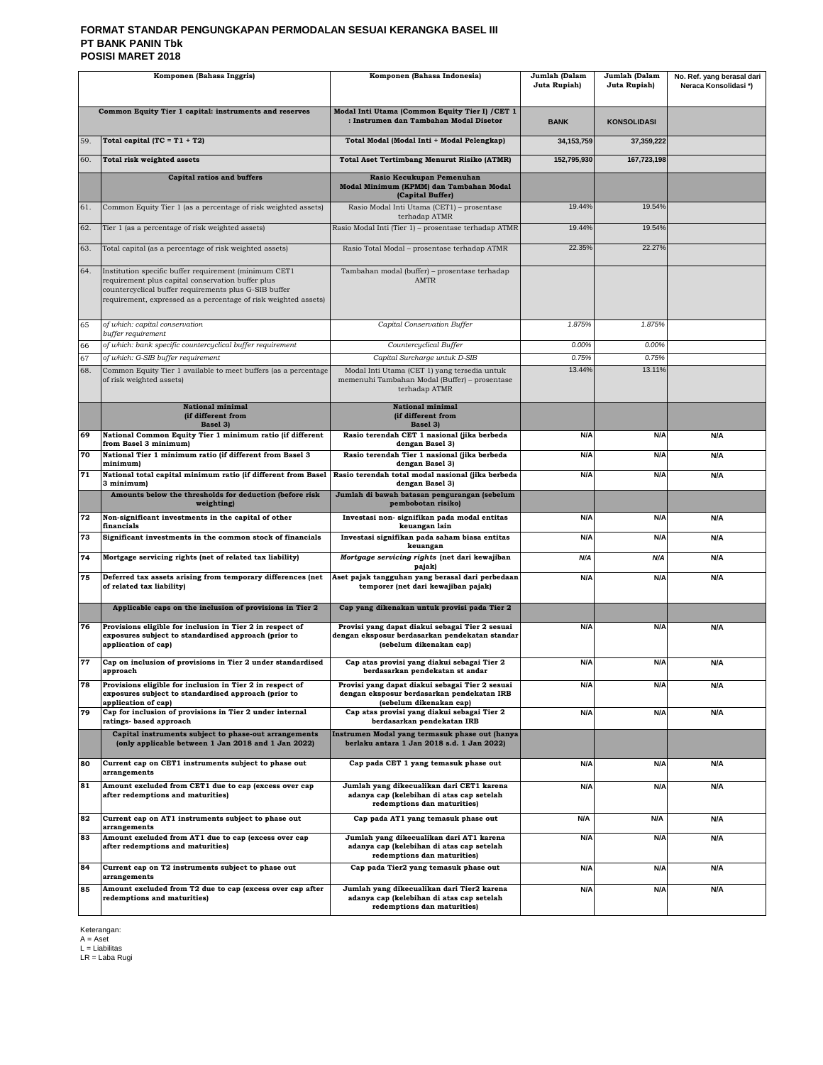# FORMAT STANDAR PENGUNGKAPAN PERMODALAN SESUAI KERANGKA BASEL III
## PT BANK PANIN Tbk
## POSISI MARET 2018

| | Komponen (Bahasa Inggris) | Komponen (Bahasa Indonesia) | Jumlah (Dalam Juta Rupiah) | Jumlah (Dalam Juta Rupiah) | No. Ref. yang berasal dari Neraca Konsolidasi *) |
|---|---|---|---|---|---|
| | **Common Equity Tier 1 capital: instruments and reserves** | **Modal Inti Utama (Common Equity Tier I) /CET 1 : Instrumen dan Tambahan Modal Disetor** | **BANK** | **KONSOLIDASI** | |
| 59. | **Total capital (TC = T1 + T2)** | **Total Modal (Modal Inti + Modal Pelengkap)** | **34,153,759** | **37,359,222** | |
| 60. | **Total risk weighted assets** | **Total Aset Tertimbang Menurut Risiko (ATMR)** | **152,795,930** | **167,723,198** | |
| | **Capital ratios and buffers** | **Rasio Kecukupan Pemenuhan Modal Minimum (KPMM) dan Tambahan Modal (Capital Buffer)** | | | |
| 61. | Common Equity Tier 1 (as a percentage of risk weighted assets) | Rasio Modal Inti Utama (CET1) – prosentase terhadap ATMR | 19.44% | 19.54% | |
| 62. | Tier 1 (as a percentage of risk weighted assets) | Rasio Modal Inti (Tier 1) – prosentase terhadap ATMR | 19.44% | 19.54% | |
| 63. | Total capital (as a percentage of risk weighted assets) | Rasio Total Modal – prosentase terhadap ATMR | 22.35% | 22.27% | |
| 64. | Institution specific buffer requirement (minimum CET1 requirement plus capital conservation buffer plus countercyclical buffer requirements plus G-SIB buffer requirement, expressed as a percentage of risk weighted assets) | Tambahan modal (buffer) – prosentase terhadap AMTR | | | |
| 65 | *of which: capital conservation buffer requirement* | *Capital Conservation Buffer* | *1.875%* | *1.875%* | |
| 66 | *of which: bank specific countercyclical buffer requirement* | *Countercyclical Buffer* | *0.00%* | *0.00%* | |
| 67 | *of which: G-SIB buffer requirement* | *Capital Surcharge untuk D-SIB* | *0.75%* | *0.75%* | |
| 68. | Common Equity Tier 1 available to meet buffers (as a percentage of risk weighted assets) | Modal Inti Utama (CET 1) yang tersedia untuk memenuhi Tambahan Modal (Buffer) – prosentase terhadap ATMR | 13.44% | 13.11% | |
| | **National minimal (if different from Basel 3)** | **National minimal (if different from Basel 3)** | | | |
| **69** | **National Common Equity Tier 1 minimum ratio (if different from Basel 3 minimum)** | **Rasio terendah CET 1 nasional (jika berbeda dengan Basel 3)** | **N/A** | **N/A** | **N/A** |
| **70** | **National Tier 1 minimum ratio (if different from Basel 3 minimum)** | **Rasio terendah Tier 1 nasional (jika berbeda dengan Basel 3)** | **N/A** | **N/A** | **N/A** |
| **71** | **National total capital minimum ratio (if different from Basel 3 minimum)** | **Rasio terendah total modal nasional (jika berbeda dengan Basel 3)** | **N/A** | **N/A** | **N/A** |
| | **Amounts below the thresholds for deduction (before risk weighting)** | **Jumlah di bawah batasan pengurangan (sebelum pembobotan risiko)** | | | |
| **72** | **Non-significant investments in the capital of other financials** | **Investasi non- signifikan pada modal entitas keuangan lain** | **N/A** | **N/A** | **N/A** |
| **73** | **Significant investments in the common stock of financials** | **Investasi signifikan pada saham biasa entitas keuangan** | **N/A** | **N/A** | **N/A** |
| **74** | **Mortgage servicing rights (net of related tax liability)** | ***Mortgage servicing rights* (net dari kewajiban pajak)** | ***N/A*** | ***N/A*** | **N/A** |
| **75** | **Deferred tax assets arising from temporary differences (net of related tax liability)** | **Aset pajak tangguhan yang berasal dari perbedaan temporer (net dari kewajiban pajak)** | **N/A** | **N/A** | **N/A** |
| | **Applicable caps on the inclusion of provisions in Tier 2** | **Cap yang dikenakan untuk provisi pada Tier 2** | | | |
| **76** | **Provisions eligible for inclusion in Tier 2 in respect of exposures subject to standardised approach (prior to application of cap)** | **Provisi yang dapat diakui sebagai Tier 2 sesuai dengan eksposur berdasarkan pendekatan standar (sebelum dikenakan cap)** | **N/A** | **N/A** | **N/A** |
| **77** | **Cap on inclusion of provisions in Tier 2 under standardised approach** | **Cap atas provisi yang diakui sebagai Tier 2 berdasarkan pendekatan st andar** | **N/A** | **N/A** | **N/A** |
| **78** | **Provisions eligible for inclusion in Tier 2 in respect of exposures subject to standardised approach (prior to application of cap)** | **Provisi yang dapat diakui sebagai Tier 2 sesuai dengan eksposur berdasarkan pendekatan IRB (sebelum dikenakan cap)** | **N/A** | **N/A** | **N/A** |
| **79** | **Cap for inclusion of provisions in Tier 2 under internal ratings- based approach** | **Cap atas provisi yang diakui sebagai Tier 2 berdasarkan pendekatan IRB** | **N/A** | **N/A** | **N/A** |
| | **Capital instruments subject to phase-out arrangements (only applicable between 1 Jan 2018 and 1 Jan 2022)** | **Instrumen Modal yang termasuk phase out (hanya berlaku antara 1 Jan 2018 s.d. 1 Jan 2022)** | | | |
| **80** | **Current cap on CET1 instruments subject to phase out arrangements** | **Cap pada CET 1 yang temasuk phase out** | **N/A** | **N/A** | **N/A** |
| **81** | **Amount excluded from CET1 due to cap (excess over cap after redemptions and maturities)** | **Jumlah yang dikecualikan dari CET1 karena adanya cap (kelebihan di atas cap setelah redemptions dan maturities)** | **N/A** | **N/A** | **N/A** |
| **82** | **Current cap on AT1 instruments subject to phase out arrangements** | **Cap pada AT1 yang temasuk phase out** | **N/A** | **N/A** | **N/A** |
| **83** | **Amount excluded from AT1 due to cap (excess over cap after redemptions and maturities)** | **Jumlah yang dikecualikan dari AT1 karena adanya cap (kelebihan di atas cap setelah redemptions dan maturities)** | **N/A** | **N/A** | **N/A** |
| **84** | **Current cap on T2 instruments subject to phase out arrangements** | **Cap pada Tier2 yang temasuk phase out** | **N/A** | **N/A** | **N/A** |
| **85** | **Amount excluded from T2 due to cap (excess over cap after redemptions and maturities)** | **Jumlah yang dikecualikan dari Tier2 karena adanya cap (kelebihan di atas cap setelah redemptions dan maturities)** | **N/A** | **N/A** | **N/A** |

Keterangan:
A = Aset
L = Liabilitas
LR = Laba Rugi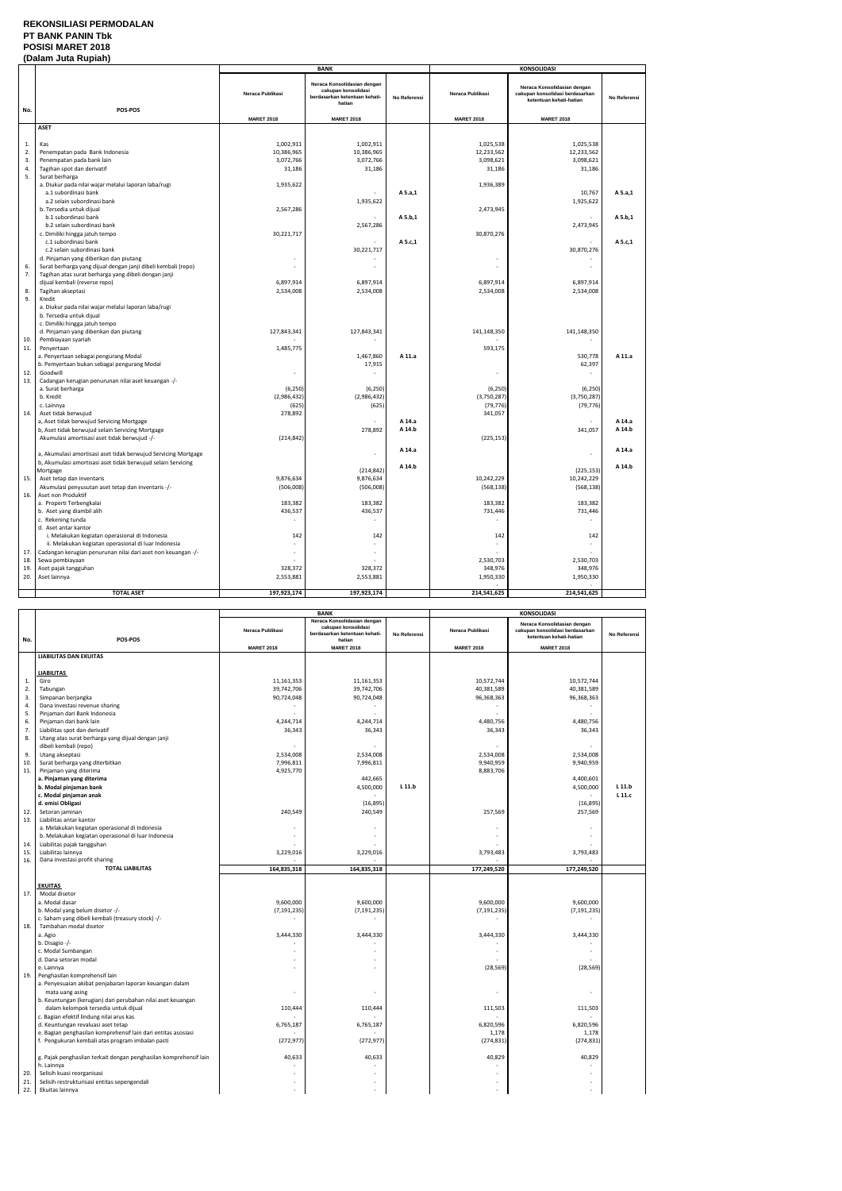**REKONSILIASI PERMODALAN**
**PT BANK PANIN Tbk**
**POSISI MARET 2018**
**(Dalam Juta Rupiah)**

| No. | POS-POS | BANK Neraca Publikasi MARET 2018 | BANK Neraca Konsolidasian dengan cakupan konsolidasi berdasarkan ketentuan kehati-hatian MARET 2018 | No Referensi | KONSOLIDASI Neraca Publikasi MARET 2018 | KONSOLIDASI Neraca Konsolidasian dengan cakupan konsolidasi berdasarkan ketentuan kehati-hatian MARET 2018 | No Referensi |
|---|---|---|---|---|---|---|---|
| | **ASET** | | | | | | |
| 1. | Kas | 1,002,911 | 1,002,911 | | 1,025,538 | 1,025,538 | |
| 2. | Penempatan pada Bank Indonesia | 10,386,965 | 10,386,965 | | 12,233,562 | 12,233,562 | |
| 3. | Penempatan pada bank lain | 3,072,766 | 3,072,766 | | 3,098,621 | 3,098,621 | |
| 4. | Tagihan spot dan derivatif | 31,186 | 31,186 | | 31,186 | 31,186 | |
| 5. | Surat berharga | | | | | | |
| | a. Diukur pada nilai wajar melalui laporan laba/rugi | 1,935,622 | | | 1,936,389 | | |
| | a.1 subordinasi bank | | - | A 5.a,1 | | 10,767 | A 5.a,1 |
| | a.2 selain subordinasi bank | | 1,935,622 | | | 1,925,622 | |
| | b. Tersedia untuk dijual | 2,567,286 | | | 2,473,945 | | |
| | b.1 subordinasi bank | | - | A 5.b,1 | | - | A 5.b,1 |
| | b.2 selain subordinasi bank | | 2,567,286 | | | 2,473,945 | |
| | c. Dimiliki hingga jatuh tempo | 30,221,717 | | | 30,870,276 | | |
| | c.1 subordinasi bank | | - | A 5.c,1 | | - | A 5.c,1 |
| | c.2 selain subordinasi bank | | 30,221,717 | | | 30,870,276 | |
| | d. Pinjaman yang diberikan dan piutang | - | - | | - | - | |
| 6. | Surat berharga yang dijual dengan janji dibeli kembali (repo) | - | - | | - | - | |
| 7. | Tagihan atas surat berharga yang dibeli dengan janji dijual kembali (reverse repo) | 6,897,914 | 6,897,914 | | 6,897,914 | 6,897,914 | |
| 8. | Tagihan akseptasi | 2,534,008 | 2,534,008 | | 2,534,008 | 2,534,008 | |
| 9. | Kredit | | | | | | |
| | a. Diukur pada nilai wajar melalui laporan laba/rugi | | | | | | |
| | b. Tersedia untuk dijual | | | | | | |
| | c. Dimiliki hingga jatuh tempo | | | | | | |
| | d. Pinjaman yang diberikan dan piutang | 127,843,341 | 127,843,341 | | 141,148,350 | 141,148,350 | |
| 10. | Pembiayaan syariah | - | - | | - | - | |
| 11. | Penyertaan | 1,485,775 | | | 593,175 | | |
| | a. Penyertaan sebagai pengurang Modal | | 1,467,860 | A 11.a | | 530,778 | A 11.a |
| | b. Penyertaan bukan sebagai pengurang Modal | | 17,915 | | | 62,397 | |
| 12. | Goodwill | - | - | | - | - | |
| 13. | Cadangan kerugian penurunan nilai aset keuangan -/- | | | | | | |
| | a. Surat berharga | (6,250) | (6,250) | | (6,250) | (6,250) | |
| | b. Kredit | (2,986,432) | (2,986,432) | | (3,750,287) | (3,750,287) | |
| | c. Lainnya | (625) | (625) | | (79,776) | (79,776) | |
| 14. | Aset tidak berwujud | 278,892 | | | 341,057 | | |
| | a, Aset tidak berwujud Servicing Mortgage | | - | A 14.a | | - | A 14.a |
| | b, Aset tidak berwujud selain Servicing Mortgage | | 278,892 | A 14.b | | 341,057 | A 14.b |
| | Akumulasi amortisasi aset tidak berwujud -/- | (214,842) | | | (225,153) | | |
| | a, Akumulasi amortisasi aset tidak berwujud Servicing Mortgage | | - | A 14.a | | - | A 14.a |
| | b, Akumulasi amortisasi aset tidak berwujud selain Servicing Mortgage | | (214,842) | A 14.b | | (225,153) | A 14.b |
| 15. | Aset tetap dan inventaris | 9,876,634 | 9,876,634 | | 10,242,229 | 10,242,229 | |
| | Akumulasi penyusutan aset tetap dan inventaris -/- | (506,008) | (506,008) | | (568,138) | (568,138) | |
| 16. | Aset non Produktif | | | | | | |
| | a. Properti Terbengkalai | 183,382 | 183,382 | | 183,382 | 183,382 | |
| | b. Aset yang diambil alih | 436,537 | 436,537 | | 731,446 | 731,446 | |
| | c. Rekening tunda | - | - | | - | - | |
| | d. Aset antar kantor | | | | | | |
| | i. Melakukan kegiatan operasional di Indonesia | 142 | 142 | | 142 | 142 | |
| | ii. Melakukan kegiatan operasional di luar Indonesia | - | - | | - | - | |
| 17. | Cadangan kerugian penurunan nilai dari aset non keuangan -/- | - | - | | - | - | |
| 18. | Sewa pembiayaan | - | - | | 2,530,703 | 2,530,703 | |
| 19. | Aset pajak tangguhan | 328,372 | 328,372 | | 348,976 | 348,976 | |
| 20. | Aset lainnya | 2,553,881 | 2,553,881 | | 1,950,330 | 1,950,330 | |
| | **TOTAL ASET** | **197,923,174** | **197,923,174** | | **214,541,625** | **214,541,625** | |

| No. | POS-POS | BANK Neraca Publikasi MARET 2018 | BANK Neraca Konsolidasian dengan cakupan konsolidasi berdasarkan ketentuan kehati-hatian MARET 2018 | No Referensi | KONSOLIDASI Neraca Publikasi MARET 2018 | KONSOLIDASI Neraca Konsolidasian dengan cakupan konsolidasi berdasarkan ketentuan kehati-hatian MARET 2018 | No Referensi |
|---|---|---|---|---|---|---|---|
| | **LIABILITAS DAN EKUITAS** | | | | | | |
| | **LIABILITAS** | | | | | | |
| 1. | Giro | 11,161,353 | 11,161,353 | | 10,572,744 | 10,572,744 | |
| 2. | Tabungan | 39,742,706 | 39,742,706 | | 40,381,589 | 40,381,589 | |
| 3. | Simpanan berjangka | 90,724,048 | 90,724,048 | | 96,368,363 | 96,368,363 | |
| 4. | Dana investasi revenue sharing | - | - | | - | - | |
| 5. | Pinjaman dari Bank Indonesia | - | - | | - | - | |
| 6. | Pinjaman dari bank lain | 4,244,714 | 4,244,714 | | 4,480,756 | 4,480,756 | |
| 7. | Liabilitas spot dan derivatif | 36,343 | 36,343 | | 36,343 | 36,343 | |
| 8. | Utang atas surat berharga yang dijual dengan janji dibeli kembali (repo) | - | - | | - | - | |
| 9. | Utang akseptasi | 2,534,008 | 2,534,008 | | 2,534,008 | 2,534,008 | |
| 10. | Surat berharga yang diterbitkan | 7,996,811 | 7,996,811 | | 9,940,959 | 9,940,959 | |
| 11. | Pinjaman yang diterima | 4,925,770 | | | 8,883,706 | | |
| | **a. Pinjaman yang diterima** | | 442,665 | | | 4,400,601 | |
| | **b. Modal pinjaman bank** | | 4,500,000 | L 11.b | | 4,500,000 | L 11.b |
| | **c. Modal pinjaman anak** | | - | | | - | L 11.c |
| | **d. emisi Obligasi** | | (16,895) | | | (16,895) | |
| 12. | Setoran jaminan | 240,549 | 240,549 | | 257,569 | 257,569 | |
| 13. | Liabilitas antar kantor | | | | | | |
| | a. Melakukan kegiatan operasional di Indonesia | - | - | | - | - | |
| | b. Melakukan kegiatan operasional di luar Indonesia | - | - | | - | - | |
| 14. | Liabilitas pajak tangguhan | - | - | | - | - | |
| 15. | Liabilitas lainnya | 3,229,016 | 3,229,016 | | 3,793,483 | 3,793,483 | |
| 16. | Dana investasi profit sharing | - | - | | - | - | |
| | **TOTAL LIABILITAS** | **164,835,318** | **164,835,318** | | **177,249,520** | **177,249,520** | |
| | **EKUITAS** | | | | | | |
| 17. | Modal disetor | | | | | | |
| | a. Modal dasar | 9,600,000 | 9,600,000 | | 9,600,000 | 9,600,000 | |
| | b. Modal yang belum disetor -/- | (7,191,235) | (7,191,235) | | (7,191,235) | (7,191,235) | |
| | c. Saham yang dibeli kembali (treasury stock) -/- | - | - | | - | - | |
| 18. | Tambahan modal disetor | | | | | | |
| | a. Agio | 3,444,330 | 3,444,330 | | 3,444,330 | 3,444,330 | |
| | b. Disagio -/- | - | - | | - | - | |
| | c. Modal Sumbangan | - | - | | - | - | |
| | d. Dana setoran modal | - | - | | - | - | |
| | e. Lainnya | - | - | | (28,569) | (28,569) | |
| 19. | Penghasilan komprehensif lain | | | | | | |
| | a. Penyesuaian akibat penjabaran laporan keuangan dalam mata uang asing | - | - | | - | - | |
| | b. Keuntungan (kerugian) dari perubahan nilai aset keuangan dalam kelompok tersedia untuk dijual | 110,444 | 110,444 | | 111,503 | 111,503 | |
| | c. Bagian efektif lindung nilai arus kas | - | - | | - | - | |
| | d. Keuntungan revaluasi aset tetap | 6,765,187 | 6,765,187 | | 6,820,596 | 6,820,596 | |
| | e. Bagian penghasilan komprehensif lain dari entitas asosiasi | - | - | | 1,178 | 1,178 | |
| | f. Pengukuran kembali atas program imbalan pasti | (272,977) | (272,977) | | (274,831) | (274,831) | |
| | g. Pajak penghasilan terkait dengan penghasilan komprehensif lain | 40,633 | 40,633 | | 40,829 | 40,829 | |
| | h. Lainnya | - | - | | - | - | |
| 20. | Selisih kuasi reorganisasi | - | - | | - | - | |
| 21. | Selisih restrukturisasi entitas sepengendali | - | - | | - | - | |
| 22. | Ekuitas lainnya | - | - | | - | - | |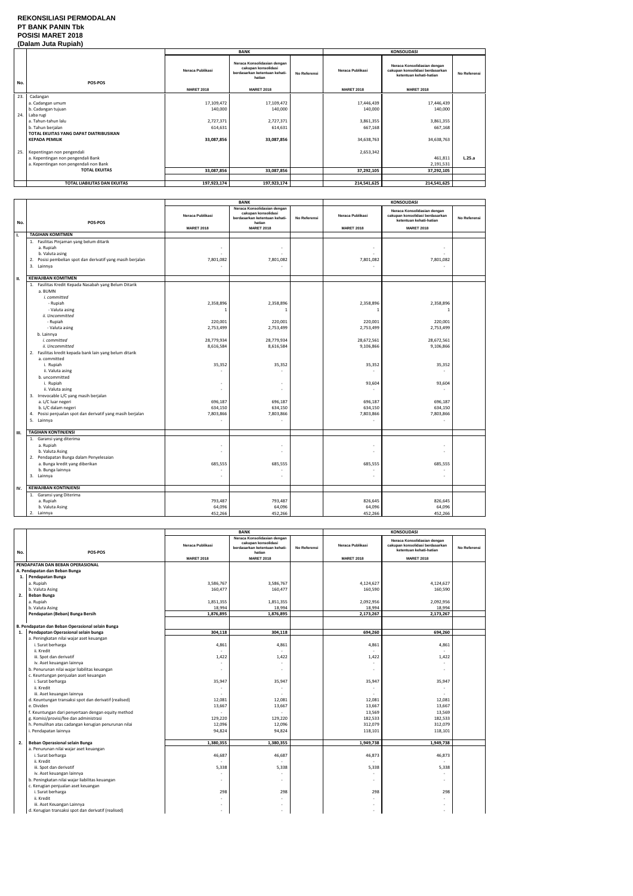# REKONSILIASI PERMODALAN
## PT BANK PANIN Tbk
## POSISI MARET 2018
## (Dalam Juta Rupiah)

| No. | POS-POS | BANK | | | KONSOLIDASI | | |
|---|---|---|---|---|---|---|---|
| | | Neraca Publikasi | Neraca Konsolidasian dengan cakupan konsolidasi berdasarkan ketentuan kehati-hatian | No Referensi | Neraca Publikasi | Neraca Konsolidasian dengan cakupan konsolidasi berdasarkan ketentuan kehati-hatian | No Referensi |
| | | MARET 2018 | MARET 2018 | | MARET 2018 | MARET 2018 | |
| 23. | Cadangan | | | | | | |
| | a. Cadangan umum | 17,109,472 | 17,109,472 | | 17,446,439 | 17,446,439 | |
| | b. Cadangan tujuan | 140,000 | 140,000 | | 140,000 | 140,000 | |
| 24. | Laba rugi | | | | | | |
| | a. Tahun-tahun lalu | 2,727,371 | 2,727,371 | | 3,861,355 | 3,861,355 | |
| | b. Tahun berjalan | 614,631 | 614,631 | | 667,168 | 667,168 | |
| | **TOTAL EKUITAS YANG DAPAT DIATRIBUSIKAN KEPADA PEMILIK** | **33,087,856** | **33,087,856** | | 34,638,763 | 34,638,763 | |
| 25. | Kepentingan non pengendali | | | | 2,653,342 | | |
| | a. Kepentingan non pengendali Bank | | | | | 461,811 | **L.25.a** |
| | a. Kepentingan non pengendali non Bank | | | | | 2,191,531 | |
| | **TOTAL EKUITAS** | **33,087,856** | **33,087,856** | | **37,292,105** | **37,292,105** | |
| | **TOTAL LIABILITAS DAN EKUITAS** | **197,923,174** | **197,923,174** | | **214,541,625** | **214,541,625** | |

| No. | POS-POS | BANK | | | KONSOLIDASI | | |
|---|---|---|---|---|---|---|---|
| | | Neraca Publikasi | Neraca Konsolidasian dengan cakupan konsolidasi berdasarkan ketentuan kehati-hatian | No Referensi | Neraca Publikasi | Neraca Konsolidasian dengan cakupan konsolidasi berdasarkan ketentuan kehati-hatian | No Referensi |
| | | MARET 2018 | MARET 2018 | | MARET 2018 | MARET 2018 | |
| **I.** | **TAGIHAN KOMITMEN** | | | | | | |
| | 1. Fasilitas Pinjaman yang belum ditarik | | | | | | |
| | a. Rupiah | - | - | | - | - | |
| | b. Valuta asing | - | - | | - | - | |
| | 2. Posisi pembelian spot dan derivatif yang masih berjalan | 7,801,082 | 7,801,082 | | 7,801,082 | 7,801,082 | |
| | 3. Lainnya | - | - | | - | - | |
| **II.** | **KEWAJIBAN KOMITMEN** | | | | | | |
| | 1. Fasilitas Kredit Kepada Nasabah yang Belum Ditarik | | | | | | |
| | a. BUMN | | | | | | |
| | *i. committed* | | | | | | |
| | - Rupiah | 2,358,896 | 2,358,896 | | 2,358,896 | 2,358,896 | |
| | - Valuta asing | 1 | 1 | | 1 | 1 | |
| | *ii. Uncommitted* | | | | | | |
| | - Rupiah | 220,001 | 220,001 | | 220,001 | 220,001 | |
| | - Valuta asing | 2,753,499 | 2,753,499 | | 2,753,499 | 2,753,499 | |
| | b. Lainnya | | | | | | |
| | *i. committed* | 28,779,934 | 28,779,934 | | 28,672,561 | 28,672,561 | |
| | *ii. Uncommitted* | 8,616,584 | 8,616,584 | | 9,106,866 | 9,106,866 | |
| | 2. Fasilitas kredit kepada bank lain yang belum ditarik | | | | | | |
| | a. committed | | | | | | |
| | i. Rupiah | 35,352 | 35,352 | | 35,352 | 35,352 | |
| | ii. Valuta asing | - | - | | - | - | |
| | b. uncommitted | | | | | | |
| | i. Rupiah | - | - | | 93,604 | 93,604 | |
| | ii. Valuta asing | - | - | | - | - | |
| | 3. Irrevocable L/C yang masih berjalan | | | | | | |
| | a. L/C luar negeri | 696,187 | 696,187 | | 696,187 | 696,187 | |
| | b. L/C dalam negeri | 634,150 | 634,150 | | 634,150 | 634,150 | |
| | 4. Posisi penjualan spot dan derivatif yang masih berjalan | 7,803,866 | 7,803,866 | | 7,803,866 | 7,803,866 | |
| | 5. Lainnya | - | - | | - | - | |
| **III.** | **TAGIHAN KONTINJENSI** | | | | | | |
| | 1. Garansi yang diterima | | | | | | |
| | a. Rupiah | - | - | | - | - | |
| | b. Valuta Asing | - | - | | - | - | |
| | 2. Pendapatan Bunga dalam Penyelesaian | | | | | | |
| | a. Bunga kredit yang diberikan | 685,555 | 685,555 | | 685,555 | 685,555 | |
| | b. Bunga lainnya | - | - | | - | - | |
| | 3. Lainnya | - | - | | - | - | |
| **IV.** | **KEWAJIBAN KONTINJENSI** | | | | | | |
| | 1. Garansi yang Diterima | | | | | | |
| | a. Rupiah | 793,487 | 793,487 | | 826,645 | 826,645 | |
| | b. Valuta Asing | 64,096 | 64,096 | | 64,096 | 64,096 | |
| | 2. Lainnya | 452,266 | 452,266 | | 452,266 | 452,266 | |

| No. | POS-POS | BANK | | | KONSOLIDASI | | |
|---|---|---|---|---|---|---|---|
| | | Neraca Publikasi | Neraca Konsolidasian dengan cakupan konsolidasi berdasarkan ketentuan kehati-hatian | No Referensi | Neraca Publikasi | Neraca Konsolidasian dengan cakupan konsolidasi berdasarkan ketentuan kehati-hatian | No Referensi |
| | | MARET 2018 | MARET 2018 | | MARET 2018 | MARET 2018 | |
| | **PENDAPATAN DAN BEBAN OPERASIONAL** | | | | | | |
| | **A. Pendapatan dan Beban Bunga** | | | | | | |
| **1.** | **Pendapatan Bunga** | | | | | | |
| | a. Rupiah | 3,586,767 | 3,586,767 | | 4,124,627 | 4,124,627 | |
| | b. Valuta Asing | 160,477 | 160,477 | | 160,590 | 160,590 | |
| **2.** | **Beban Bunga** | | | | | | |
| | a. Rupiah | 1,851,355 | 1,851,355 | | 2,092,956 | 2,092,956 | |
| | b. Valuta Asing | 18,994 | 18,994 | | 18,994 | 18,994 | |
| | **Pendapatan (Beban) Bunga Bersih** | **1,876,895** | **1,876,895** | | **2,173,267** | **2,173,267** | |
| | **B. Pendapatan dan Beban Operasional selain Bunga** | | | | | | |
| **1.** | **Pendapatan Operasional selain bunga** | **304,118** | **304,118** | | **694,260** | **694,260** | |
| | a. Peningkatan nilai wajar aset keuangan | | | | | | |
| | i. Surat berharga | 4,861 | 4,861 | | 4,861 | 4,861 | |
| | ii. Kredit | - | - | | - | - | |
| | iii. Spot dan derivatif | 1,422 | 1,422 | | 1,422 | 1,422 | |
| | iv. Aset keuangan lainnya | - | - | | - | - | |
| | b. Penurunan nilai wajar liabilitas keuangan | - | - | | - | - | |
| | c. Keuntungan penjualan aset keuangan | | | | | | |
| | i. Surat berharga | 35,947 | 35,947 | | 35,947 | 35,947 | |
| | ii. Kredit | - | - | | - | - | |
| | iii. Aset keuangan lainnya | - | - | | - | - | |
| | d. Keuntungan transaksi spot dan derivatif (realised) | 12,081 | 12,081 | | 12,081 | 12,081 | |
| | e. Dividen | 13,667 | 13,667 | | 13,667 | 13,667 | |
| | f. Keuntungan dari penyertaan dengan equity method | - | - | | 13,569 | 13,569 | |
| | g. Komisi/provisi/fee dan administrasi | 129,220 | 129,220 | | 182,533 | 182,533 | |
| | h. Pemulihan atas cadangan kerugian penurunan nilai | 12,096 | 12,096 | | 312,079 | 312,079 | |
| | i. Pendapatan lainnya | 94,824 | 94,824 | | 118,101 | 118,101 | |
| **2.** | **Beban Operasional selain Bunga** | **1,380,355** | **1,380,355** | | **1,949,738** | **1,949,738** | |
| | a. Penurunan nilai wajar aset keuangan | | | | | | |
| | i. Surat berharga | 46,687 | 46,687 | | 46,873 | 46,873 | |
| | ii. Kredit | - | - | | - | - | |
| | iii. Spot dan derivatif | 5,338 | 5,338 | | 5,338 | 5,338 | |
| | iv. Aset keuangan lainnya | - | - | | - | - | |
| | b. Peningkatan nilai wajar liabilitas keuangan | - | - | | - | - | |
| | c. Kerugian penjualan aset keuangan | | | | | | |
| | i. Surat berharga | 298 | 298 | | 298 | 298 | |
| | ii. Kredit | - | - | | - | - | |
| | iii. Aset Keuangan Lainnya | - | - | | - | - | |
| | d. Kerugian transaksi spot dan derivatif (realised) | - | - | | - | - | |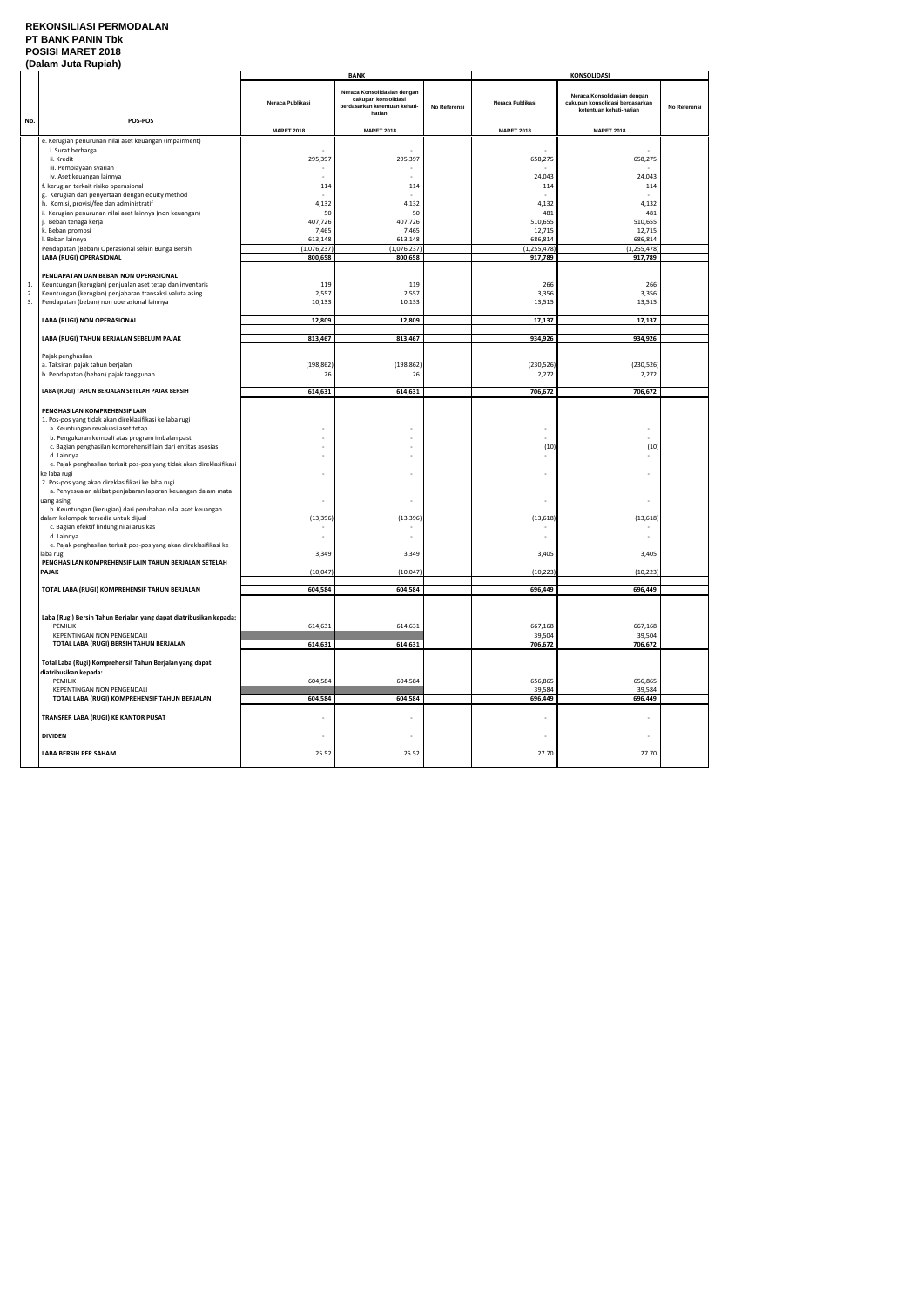# REKONSILIASI PERMODALAN
## PT BANK PANIN Tbk
## POSISI MARET 2018
## (Dalam Juta Rupiah)

| No. | POS-POS | BANK - Neraca Publikasi MARET 2018 | BANK - Neraca Konsolidasian dengan cakupan konsolidasi berdasarkan ketentuan kehati-hatian MARET 2018 | BANK - No Referensi | KONSOLIDASI - Neraca Publikasi MARET 2018 | KONSOLIDASI - Neraca Konsolidasian dengan cakupan konsolidasi berdasarkan ketentuan kehati-hatian MARET 2018 | KONSOLIDASI - No Referensi |
|---|---|---|---|---|---|---|---|
| | e. Kerugian penurunan nilai aset keuangan (impairment) | | | | | | |
| | i. Surat berharga | - | - | | - | - | |
| | ii. Kredit | 295,397 | 295,397 | | 658,275 | 658,275 | |
| | iii. Pembiayaan syariah | - | - | | - | - | |
| | iv. Aset keuangan lainnya | - | - | | 24,043 | 24,043 | |
| | f. kerugian terkait risiko operasional | 114 | 114 | | 114 | 114 | |
| | g. Kerugian dari penyertaan dengan equity method | - | - | | - | - | |
| | h. Komisi, provisi/fee dan administratif | 4,132 | 4,132 | | 4,132 | 4,132 | |
| | i. Kerugian penurunan nilai aset lainnya (non keuangan) | 50 | 50 | | 481 | 481 | |
| | j. Beban tenaga kerja | 407,726 | 407,726 | | 510,655 | 510,655 | |
| | k. Beban promosi | 7,465 | 7,465 | | 12,715 | 12,715 | |
| | l. Beban lainnya | 613,148 | 613,148 | | 686,814 | 686,814 | |
| | Pendapatan (Beban) Operasional selain Bunga Bersih | (1,076,237) | (1,076,237) | | (1,255,478) | (1,255,478) | |
| | **LABA (RUGI) OPERASIONAL** | **800,658** | **800,658** | | **917,789** | **917,789** | |
| | **PENDAPATAN DAN BEBAN NON OPERASIONAL** | | | | | | |
| 1. | Keuntungan (kerugian) penjualan aset tetap dan inventaris | 119 | 119 | | 266 | 266 | |
| 2. | Keuntungan (kerugian) penjabaran transaksi valuta asing | 2,557 | 2,557 | | 3,356 | 3,356 | |
| 3. | Pendapatan (beban) non operasional lainnya | 10,133 | 10,133 | | 13,515 | 13,515 | |
| | **LABA (RUGI) NON OPERASIONAL** | **12,809** | **12,809** | | **17,137** | **17,137** | |
| | **LABA (RUGI) TAHUN BERJALAN SEBELUM PAJAK** | **813,467** | **813,467** | | **934,926** | **934,926** | |
| | Pajak penghasilan | | | | | | |
| | a. Taksiran pajak tahun berjalan | (198,862) | (198,862) | | (230,526) | (230,526) | |
| | b. Pendapatan (beban) pajak tangguhan | 26 | 26 | | 2,272 | 2,272 | |
| | **LABA (RUGI) TAHUN BERJALAN SETELAH PAJAK BERSIH** | **614,631** | **614,631** | | **706,672** | **706,672** | |
| | **PENGHASILAN KOMPREHENSIF LAIN** | | | | | | |
| | 1. Pos-pos yang tidak akan direklasifikasi ke laba rugi | | | | | | |
| | a. Keuntungan revaluasi aset tetap | - | - | | - | - | |
| | b. Pengukuran kembali atas program imbalan pasti | - | - | | - | - | |
| | c. Bagian penghasilan komprehensif lain dari entitas asosiasi | - | - | | (10) | (10) | |
| | d. Lainnya | - | - | | - | - | |
| | e. Pajak penghasilan terkait pos-pos yang tidak akan direklasifikasi ke laba rugi | - | - | | - | - | |
| | 2. Pos-pos yang akan direklasifikasi ke laba rugi | | | | | | |
| | a. Penyesuaian akibat penjabaran laporan keuangan dalam mata uang asing | - | - | | - | - | |
| | b. Keuntungan (kerugian) dari perubahan nilai aset keuangan dalam kelompok tersedia untuk dijual | (13,396) | (13,396) | | (13,618) | (13,618) | |
| | c. Bagian efektif lindung nilai arus kas | - | - | | - | - | |
| | d. Lainnya | - | - | | - | - | |
| | e. Pajak penghasilan terkait pos-pos yang akan direklasifikasi ke laba rugi | 3,349 | 3,349 | | 3,405 | 3,405 | |
| | **PENGHASILAN KOMPREHENSIF LAIN TAHUN BERJALAN SETELAH PAJAK** | (10,047) | (10,047) | | (10,223) | (10,223) | |
| | **TOTAL LABA (RUGI) KOMPREHENSIF TAHUN BERJALAN** | **604,584** | **604,584** | | **696,449** | **696,449** | |
| | **Laba (Rugi) Bersih Tahun Berjalan yang dapat diatribusikan kepada:** | | | | | | |
| | PEMILIK | 614,631 | 614,631 | | 667,168 | 667,168 | |
| | KEPENTINGAN NON PENGENDALI | | | | 39,504 | 39,504 | |
| | **TOTAL LABA (RUGI) BERSIH TAHUN BERJALAN** | **614,631** | **614,631** | | **706,672** | **706,672** | |
| | **Total Laba (Rugi) Komprehensif Tahun Berjalan yang dapat diatribusikan kepada:** | | | | | | |
| | PEMILIK | 604,584 | 604,584 | | 656,865 | 656,865 | |
| | KEPENTINGAN NON PENGENDALI | | | | 39,584 | 39,584 | |
| | **TOTAL LABA (RUGI) KOMPREHENSIF TAHUN BERJALAN** | **604,584** | **604,584** | | **696,449** | **696,449** | |
| | **TRANSFER LABA (RUGI) KE KANTOR PUSAT** | - | - | | - | - | |
| | **DIVIDEN** | - | - | | - | - | |
| | **LABA BERSIH PER SAHAM** | 25.52 | 25.52 | | 27.70 | 27.70 | |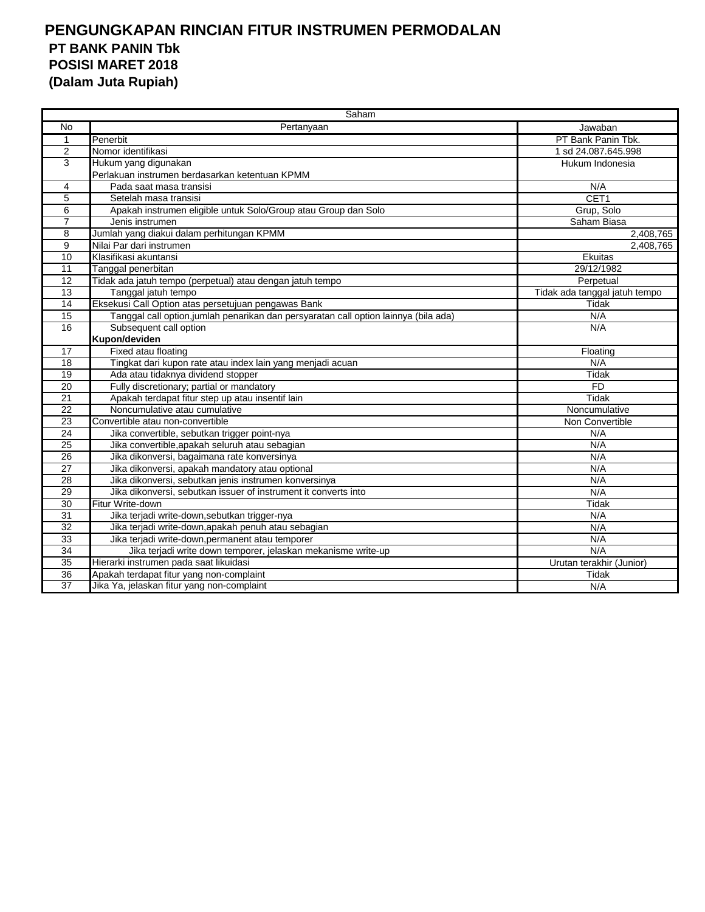# PENGUNGKAPAN RINCIAN FITUR INSTRUMEN PERMODALAN

## PT BANK PANIN Tbk

## POSISI MARET 2018

## (Dalam Juta Rupiah)

| Saham | | |
|---|---|---|
| **No** | **Pertanyaan** | **Jawaban** |
| 1 | Penerbit | PT Bank Panin Tbk. |
| 2 | Nomor identifikasi | 1 sd 24.087.645.998 |
| 3 | Hukum yang digunakan | Hukum Indonesia |
| | Perlakuan instrumen berdasarkan ketentuan KPMM | |
| 4 | Pada saat masa transisi | N/A |
| 5 | Setelah masa transisi | CET1 |
| 6 | Apakah instrumen eligible untuk Solo/Group atau Group dan Solo | Grup, Solo |
| 7 | Jenis instrumen | Saham Biasa |
| 8 | Jumlah yang diakui dalam perhitungan KPMM | 2,408,765 |
| 9 | Nilai Par dari instrumen | 2,408,765 |
| 10 | Klasifikasi akuntansi | Ekuitas |
| 11 | Tanggal penerbitan | 29/12/1982 |
| 12 | Tidak ada jatuh tempo (perpetual) atau dengan jatuh tempo | Perpetual |
| 13 | Tanggal jatuh tempo | Tidak ada tanggal jatuh tempo |
| 14 | Eksekusi Call Option atas persetujuan pengawas Bank | Tidak |
| 15 | Tanggal call option,jumlah penarikan dan persyaratan call option lainnya (bila ada) | N/A |
| 16 | Subsequent call option | N/A |
| | **Kupon/deviden** | |
| 17 | Fixed atau floating | Floating |
| 18 | Tingkat dari kupon rate atau index lain yang menjadi acuan | N/A |
| 19 | Ada atau tidaknya dividend stopper | Tidak |
| 20 | Fully discretionary; partial or mandatory | FD |
| 21 | Apakah terdapat fitur step up atau insentif lain | Tidak |
| 22 | Noncumulative atau cumulative | Noncumulative |
| 23 | Convertible atau non-convertible | Non Convertible |
| 24 | Jika convertible, sebutkan trigger point-nya | N/A |
| 25 | Jika convertible,apakah seluruh atau sebagian | N/A |
| 26 | Jika dikonversi, bagaimana rate konversinya | N/A |
| 27 | Jika dikonversi, apakah mandatory atau optional | N/A |
| 28 | Jika dikonversi, sebutkan jenis instrumen konversinya | N/A |
| 29 | Jika dikonversi, sebutkan issuer of instrument it converts into | N/A |
| 30 | Fitur Write-down | Tidak |
| 31 | Jika terjadi write-down,sebutkan trigger-nya | N/A |
| 32 | Jika terjadi write-down,apakah penuh atau sebagian | N/A |
| 33 | Jika terjadi write-down,permanent atau temporer | N/A |
| 34 | Jika terjadi write down temporer, jelaskan mekanisme write-up | N/A |
| 35 | Hierarki instrumen pada saat likuidasi | Urutan terakhir (Junior) |
| 36 | Apakah terdapat fitur yang non-complaint | Tidak |
| 37 | Jika Ya, jelaskan fitur yang non-complaint | N/A |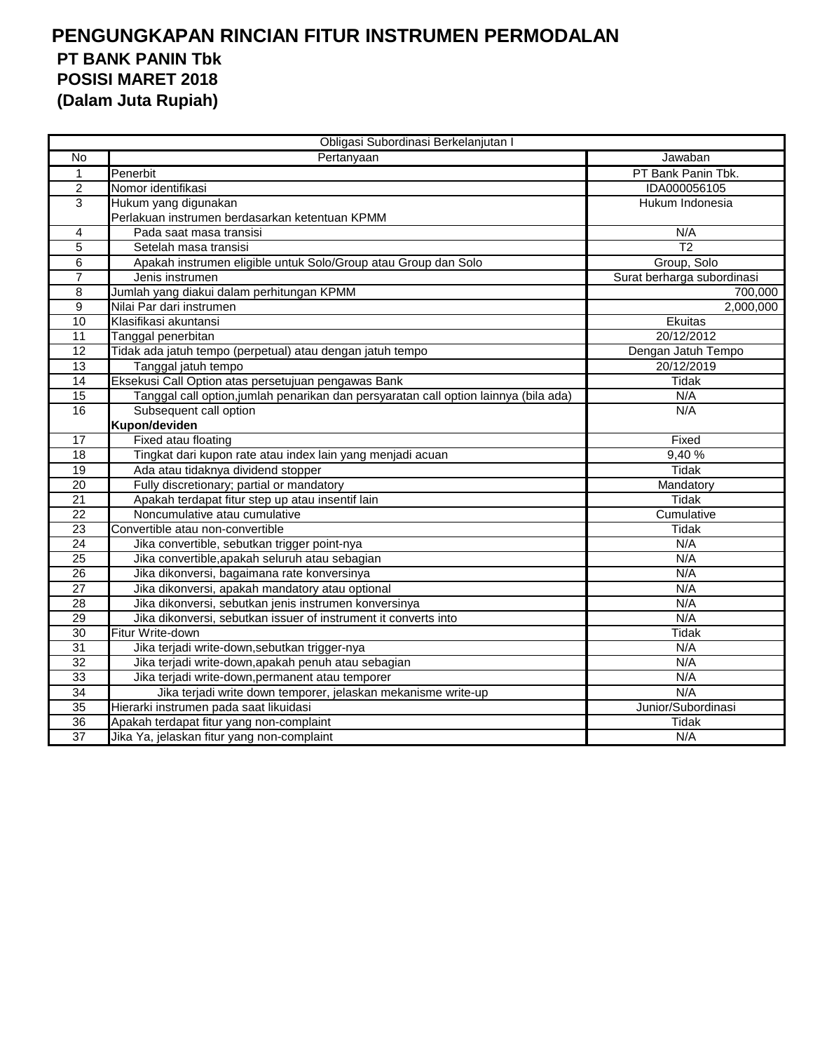# PENGUNGKAPAN RINCIAN FITUR INSTRUMEN PERMODALAN

## PT BANK PANIN Tbk

## POSISI MARET 2018

## (Dalam Juta Rupiah)

| Obligasi Subordinasi Berkelanjutan I | | |
|---|---|---|
| No | Pertanyaan | Jawaban |
| 1 | Penerbit | PT Bank Panin Tbk. |
| 2 | Nomor identifikasi | IDA000056105 |
| 3 | Hukum yang digunakan | Hukum Indonesia |
| | Perlakuan instrumen berdasarkan ketentuan KPMM | |
| 4 | Pada saat masa transisi | N/A |
| 5 | Setelah masa transisi | T2 |
| 6 | Apakah instrumen eligible untuk Solo/Group atau Group dan Solo | Group, Solo |
| 7 | Jenis instrumen | Surat berharga subordinasi |
| 8 | Jumlah yang diakui dalam perhitungan KPMM | 700,000 |
| 9 | Nilai Par dari instrumen | 2,000,000 |
| 10 | Klasifikasi akuntansi | Ekuitas |
| 11 | Tanggal penerbitan | 20/12/2012 |
| 12 | Tidak ada jatuh tempo (perpetual) atau dengan jatuh tempo | Dengan Jatuh Tempo |
| 13 | Tanggal jatuh tempo | 20/12/2019 |
| 14 | Eksekusi Call Option atas persetujuan pengawas Bank | Tidak |
| 15 | Tanggal call option,jumlah penarikan dan persyaratan call option lainnya (bila ada) | N/A |
| 16 | Subsequent call option | N/A |
| | **Kupon/deviden** | |
| 17 | Fixed atau floating | Fixed |
| 18 | Tingkat dari kupon rate atau index lain yang menjadi acuan | 9,40 % |
| 19 | Ada atau tidaknya dividend stopper | Tidak |
| 20 | Fully discretionary; partial or mandatory | Mandatory |
| 21 | Apakah terdapat fitur step up atau insentif lain | Tidak |
| 22 | Noncumulative atau cumulative | Cumulative |
| 23 | Convertible atau non-convertible | Tidak |
| 24 | Jika convertible, sebutkan trigger point-nya | N/A |
| 25 | Jika convertible,apakah seluruh atau sebagian | N/A |
| 26 | Jika dikonversi, bagaimana rate konversinya | N/A |
| 27 | Jika dikonversi, apakah mandatory atau optional | N/A |
| 28 | Jika dikonversi, sebutkan jenis instrumen konversinya | N/A |
| 29 | Jika dikonversi, sebutkan issuer of instrument it converts into | N/A |
| 30 | Fitur Write-down | Tidak |
| 31 | Jika terjadi write-down,sebutkan trigger-nya | N/A |
| 32 | Jika terjadi write-down,apakah penuh atau sebagian | N/A |
| 33 | Jika terjadi write-down,permanent atau temporer | N/A |
| 34 | Jika terjadi write down temporer, jelaskan mekanisme write-up | N/A |
| 35 | Hierarki instrumen pada saat likuidasi | Junior/Subordinasi |
| 36 | Apakah terdapat fitur yang non-complaint | Tidak |
| 37 | Jika Ya, jelaskan fitur yang non-complaint | N/A |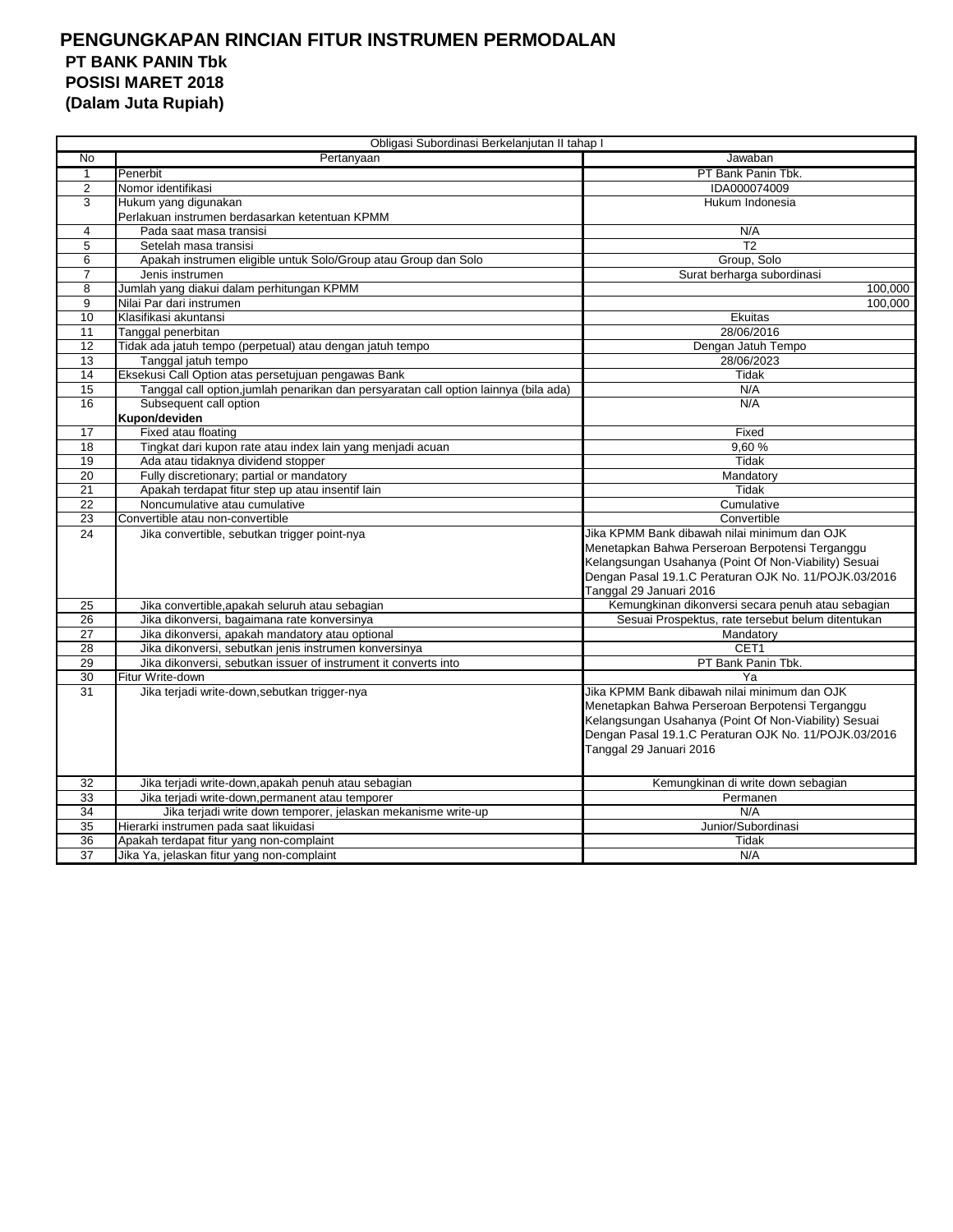# PENGUNGKAPAN RINCIAN FITUR INSTRUMEN PERMODALAN

**PT BANK PANIN Tbk**

**POSISI MARET 2018**

**(Dalam Juta Rupiah)**

| Obligasi Subordinasi Berkelanjutan II tahap I | | |
|---|---|---|
| No | Pertanyaan | Jawaban |
| 1 | Penerbit | PT Bank Panin Tbk. |
| 2 | Nomor identifikasi | IDA000074009 |
| 3 | Hukum yang digunakan | Hukum Indonesia |
| | Perlakuan instrumen berdasarkan ketentuan KPMM | |
| 4 | Pada saat masa transisi | N/A |
| 5 | Setelah masa transisi | T2 |
| 6 | Apakah instrumen eligible untuk Solo/Group atau Group dan Solo | Group, Solo |
| 7 | Jenis instrumen | Surat berharga subordinasi |
| 8 | Jumlah yang diakui dalam perhitungan KPMM | 100,000 |
| 9 | Nilai Par dari instrumen | 100,000 |
| 10 | Klasifikasi akuntansi | Ekuitas |
| 11 | Tanggal penerbitan | 28/06/2016 |
| 12 | Tidak ada jatuh tempo (perpetual) atau dengan jatuh tempo | Dengan Jatuh Tempo |
| 13 | Tanggal jatuh tempo | 28/06/2023 |
| 14 | Eksekusi Call Option atas persetujuan pengawas Bank | Tidak |
| 15 | Tanggal call option,jumlah penarikan dan persyaratan call option lainnya (bila ada) | N/A |
| 16 | Subsequent call option | N/A |
| | **Kupon/deviden** | |
| 17 | Fixed atau floating | Fixed |
| 18 | Tingkat dari kupon rate atau index lain yang menjadi acuan | 9,60 % |
| 19 | Ada atau tidaknya dividend stopper | Tidak |
| 20 | Fully discretionary; partial or mandatory | Mandatory |
| 21 | Apakah terdapat fitur step up atau insentif lain | Tidak |
| 22 | Noncumulative atau cumulative | Cumulative |
| 23 | Convertible atau non-convertible | Convertible |
| 24 | Jika convertible, sebutkan trigger point-nya | Jika KPMM Bank dibawah nilai minimum dan OJK Menetapkan Bahwa Perseroan Berpotensi Terganggu Kelangsungan Usahanya (Point Of Non-Viability) Sesuai Dengan Pasal 19.1.C Peraturan OJK No. 11/POJK.03/2016 Tanggal 29 Januari 2016 |
| 25 | Jika convertible,apakah seluruh atau sebagian | Kemungkinan dikonversi secara penuh atau sebagian |
| 26 | Jika dikonversi, bagaimana rate konversinya | Sesuai Prospektus, rate tersebut belum ditentukan |
| 27 | Jika dikonversi, apakah mandatory atau optional | Mandatory |
| 28 | Jika dikonversi, sebutkan jenis instrumen konversinya | CET1 |
| 29 | Jika dikonversi, sebutkan issuer of instrument it converts into | PT Bank Panin Tbk. |
| 30 | Fitur Write-down | Ya |
| 31 | Jika terjadi write-down,sebutkan trigger-nya | Jika KPMM Bank dibawah nilai minimum dan OJK Menetapkan Bahwa Perseroan Berpotensi Terganggu Kelangsungan Usahanya (Point Of Non-Viability) Sesuai Dengan Pasal 19.1.C Peraturan OJK No. 11/POJK.03/2016 Tanggal 29 Januari 2016 |
| 32 | Jika terjadi write-down,apakah penuh atau sebagian | Kemungkinan di write down sebagian |
| 33 | Jika terjadi write-down,permanent atau temporer | Permanen |
| 34 | Jika terjadi write down temporer, jelaskan mekanisme write-up | N/A |
| 35 | Hierarki instrumen pada saat likuidasi | Junior/Subordinasi |
| 36 | Apakah terdapat fitur yang non-complaint | Tidak |
| 37 | Jika Ya, jelaskan fitur yang non-complaint | N/A |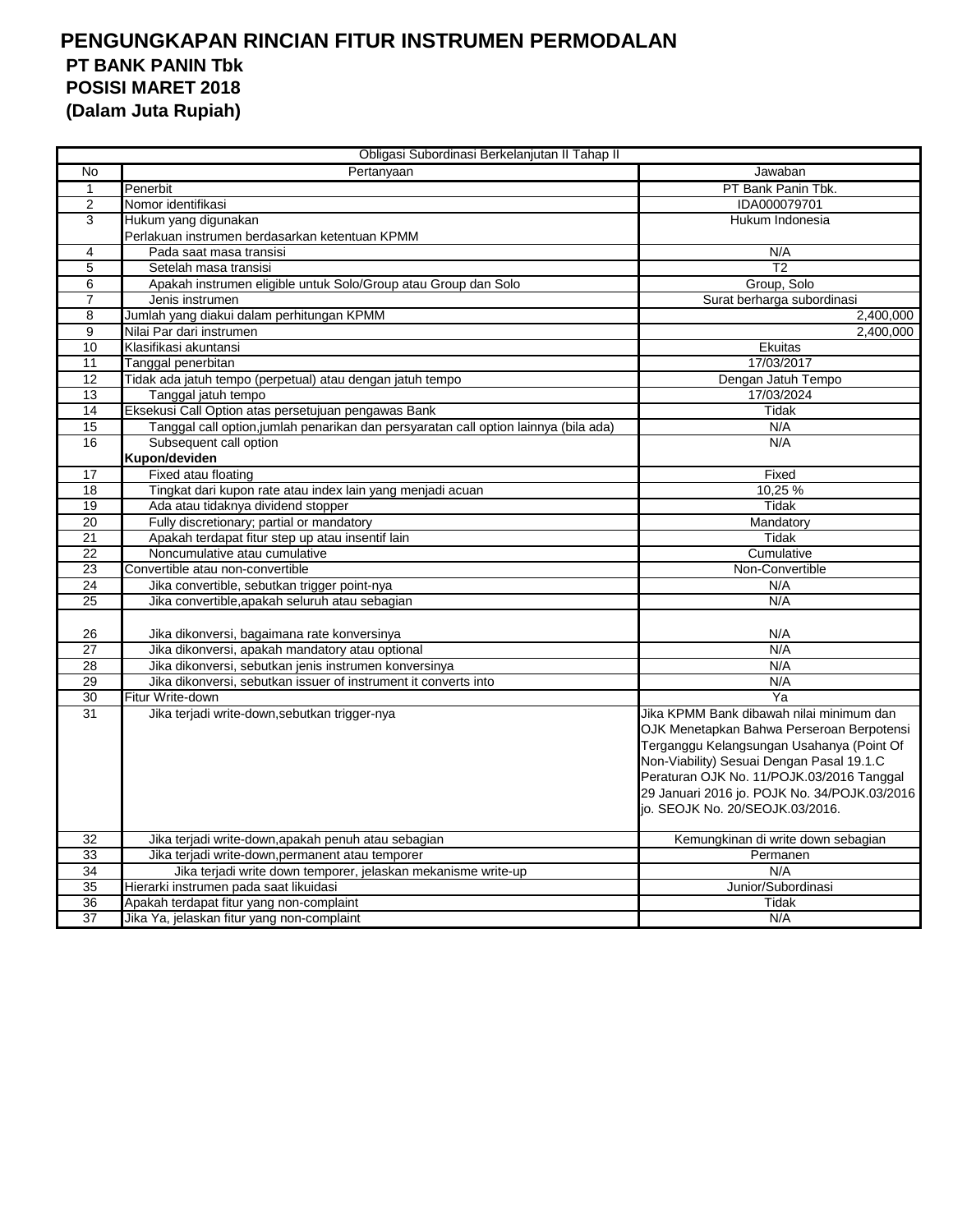# PENGUNGKAPAN RINCIAN FITUR INSTRUMEN PERMODALAN

### PT BANK PANIN Tbk
### POSISI MARET 2018
### (Dalam Juta Rupiah)

| Obligasi Subordinasi Berkelanjutan II Tahap II | | |
|---|---|---|
| No | Pertanyaan | Jawaban |
| 1 | Penerbit | PT Bank Panin Tbk. |
| 2 | Nomor identifikasi | IDA000079701 |
| 3 | Hukum yang digunakan | Hukum Indonesia |
| | Perlakuan instrumen berdasarkan ketentuan KPMM | |
| 4 | Pada saat masa transisi | N/A |
| 5 | Setelah masa transisi | T2 |
| 6 | Apakah instrumen eligible untuk Solo/Group atau Group dan Solo | Group, Solo |
| 7 | Jenis instrumen | Surat berharga subordinasi |
| 8 | Jumlah yang diakui dalam perhitungan KPMM | 2,400,000 |
| 9 | Nilai Par dari instrumen | 2,400,000 |
| 10 | Klasifikasi akuntansi | Ekuitas |
| 11 | Tanggal penerbitan | 17/03/2017 |
| 12 | Tidak ada jatuh tempo (perpetual) atau dengan jatuh tempo | Dengan Jatuh Tempo |
| 13 | Tanggal jatuh tempo | 17/03/2024 |
| 14 | Eksekusi Call Option atas persetujuan pengawas Bank | Tidak |
| 15 | Tanggal call option,jumlah penarikan dan persyaratan call option lainnya (bila ada) | N/A |
| 16 | Subsequent call option | N/A |
| | **Kupon/deviden** | |
| 17 | Fixed atau floating | Fixed |
| 18 | Tingkat dari kupon rate atau index lain yang menjadi acuan | 10,25 % |
| 19 | Ada atau tidaknya dividend stopper | Tidak |
| 20 | Fully discretionary; partial or mandatory | Mandatory |
| 21 | Apakah terdapat fitur step up atau insentif lain | Tidak |
| 22 | Noncumulative atau cumulative | Cumulative |
| 23 | Convertible atau non-convertible | Non-Convertible |
| 24 | Jika convertible, sebutkan trigger point-nya | N/A |
| 25 | Jika convertible,apakah seluruh atau sebagian | N/A |
| 26 | Jika dikonversi, bagaimana rate konversinya | N/A |
| 27 | Jika dikonversi, apakah mandatory atau optional | N/A |
| 28 | Jika dikonversi, sebutkan jenis instrumen konversinya | N/A |
| 29 | Jika dikonversi, sebutkan issuer of instrument it converts into | N/A |
| 30 | Fitur Write-down | Ya |
| 31 | Jika terjadi write-down,sebutkan trigger-nya | Jika KPMM Bank dibawah nilai minimum dan OJK Menetapkan Bahwa Perseroan Berpotensi Terganggu Kelangsungan Usahanya (Point Of Non-Viability) Sesuai Dengan Pasal 19.1.C Peraturan OJK No. 11/POJK.03/2016 Tanggal 29 Januari 2016 jo. POJK No. 34/POJK.03/2016 jo. SEOJK No. 20/SEOJK.03/2016. |
| 32 | Jika terjadi write-down,apakah penuh atau sebagian | Kemungkinan di write down sebagian |
| 33 | Jika terjadi write-down,permanent atau temporer | Permanen |
| 34 | Jika terjadi write down temporer, jelaskan mekanisme write-up | N/A |
| 35 | Hierarki instrumen pada saat likuidasi | Junior/Subordinasi |
| 36 | Apakah terdapat fitur yang non-complaint | Tidak |
| 37 | Jika Ya, jelaskan fitur yang non-complaint | N/A |